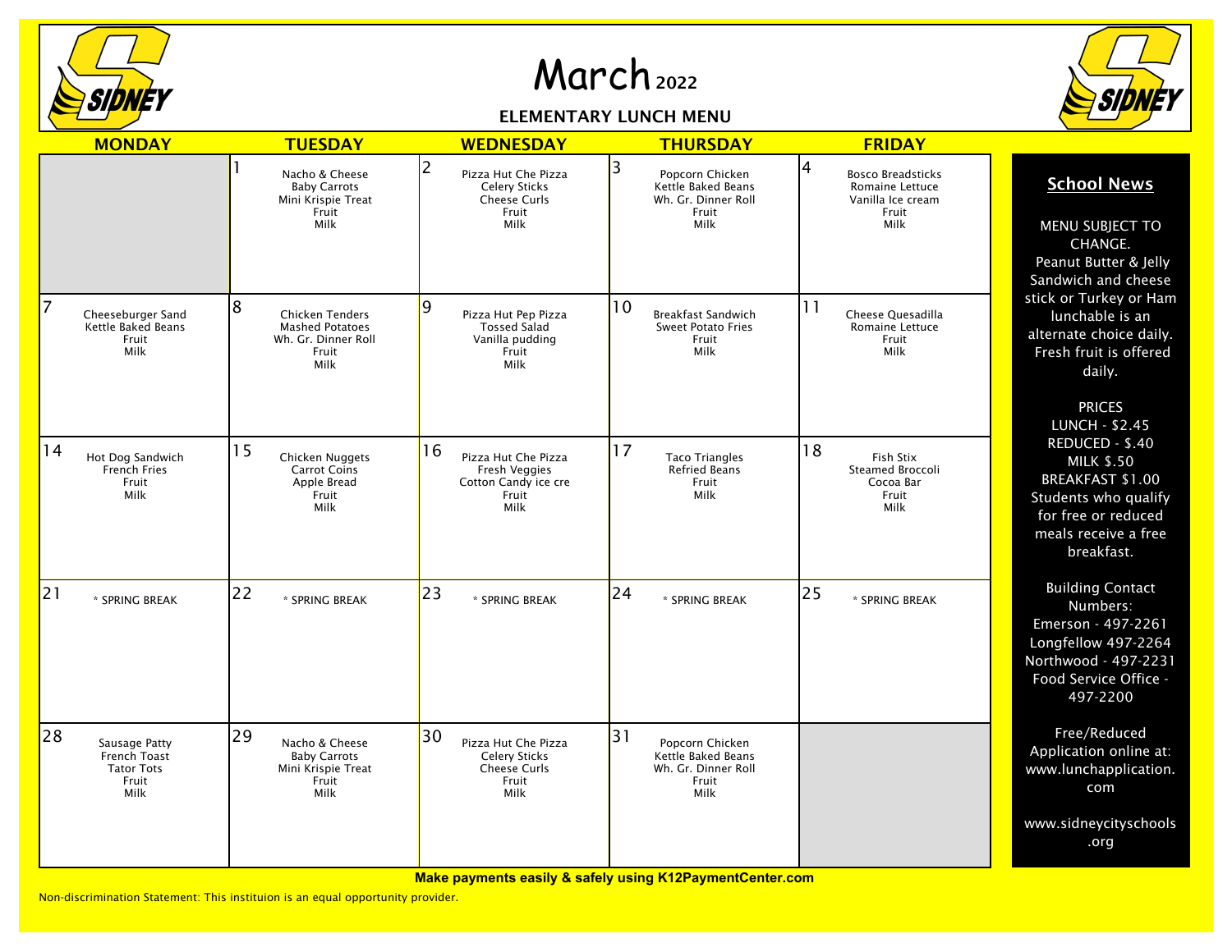# March 2022

## ELEMENTARY LUNCH MENU

| MONDAY | TUESDAY | WEDNESDAY | THURSDAY | FRIDAY |
|---|---|---|---|---|
| | 1<br>Nacho & Cheese<br>Baby Carrots<br>Mini Krispie Treat<br>Fruit<br>Milk | 2<br>Pizza Hut Che Pizza<br>Celery Sticks<br>Cheese Curls<br>Fruit<br>Milk | 3<br>Popcorn Chicken<br>Kettle Baked Beans<br>Wh. Gr. Dinner Roll<br>Fruit<br>Milk | 4<br>Bosco Breadsticks<br>Romaine Lettuce<br>Vanilla Ice cream<br>Fruit<br>Milk |
| 7<br>Cheeseburger Sand<br>Kettle Baked Beans<br>Fruit<br>Milk | 8<br>Chicken Tenders<br>Mashed Potatoes<br>Wh. Gr. Dinner Roll<br>Fruit<br>Milk | 9<br>Pizza Hut Pep Pizza<br>Tossed Salad<br>Vanilla pudding<br>Fruit<br>Milk | 10<br>Breakfast Sandwich<br>Sweet Potato Fries<br>Fruit<br>Milk | 11<br>Cheese Quesadilla<br>Romaine Lettuce<br>Fruit<br>Milk |
| 14<br>Hot Dog Sandwich<br>French Fries<br>Fruit<br>Milk | 15<br>Chicken Nuggets<br>Carrot Coins<br>Apple Bread<br>Fruit<br>Milk | 16<br>Pizza Hut Che Pizza<br>Fresh Veggies<br>Cotton Candy ice cre<br>Fruit<br>Milk | 17<br>Taco Triangles<br>Refried Beans<br>Fruit<br>Milk | 18<br>Fish Stix<br>Steamed Broccoli<br>Cocoa Bar<br>Fruit<br>Milk |
| 21<br>* SPRING BREAK | 22<br>* SPRING BREAK | 23<br>* SPRING BREAK | 24<br>* SPRING BREAK | 25<br>* SPRING BREAK |
| 28<br>Sausage Patty<br>French Toast<br>Tator Tots<br>Fruit<br>Milk | 29<br>Nacho & Cheese<br>Baby Carrots<br>Mini Krispie Treat<br>Fruit<br>Milk | 30<br>Pizza Hut Che Pizza<br>Celery Sticks<br>Cheese Curls<br>Fruit<br>Milk | 31<br>Popcorn Chicken<br>Kettle Baked Beans<br>Wh. Gr. Dinner Roll<br>Fruit<br>Milk | |

### School News

MENU SUBJECT TO CHANGE.
Peanut Butter & Jelly Sandwich and cheese stick or Turkey or Ham lunchable is an alternate choice daily. Fresh fruit is offered daily.

PRICES
LUNCH - $2.45
REDUCED - $.40
MILK $.50
BREAKFAST $1.00
Students who qualify for free or reduced meals receive a free breakfast.

Building Contact Numbers:
Emerson - 497-2261
Longfellow 497-2264
Northwood - 497-2231
Food Service Office - 497-2200

Free/Reduced Application online at: www.lunchapplication.com

www.sidneycityschools.org

**Make payments easily & safely using K12PaymentCenter.com**

Non-discrimination Statement: This instituion is an equal opportunity provider.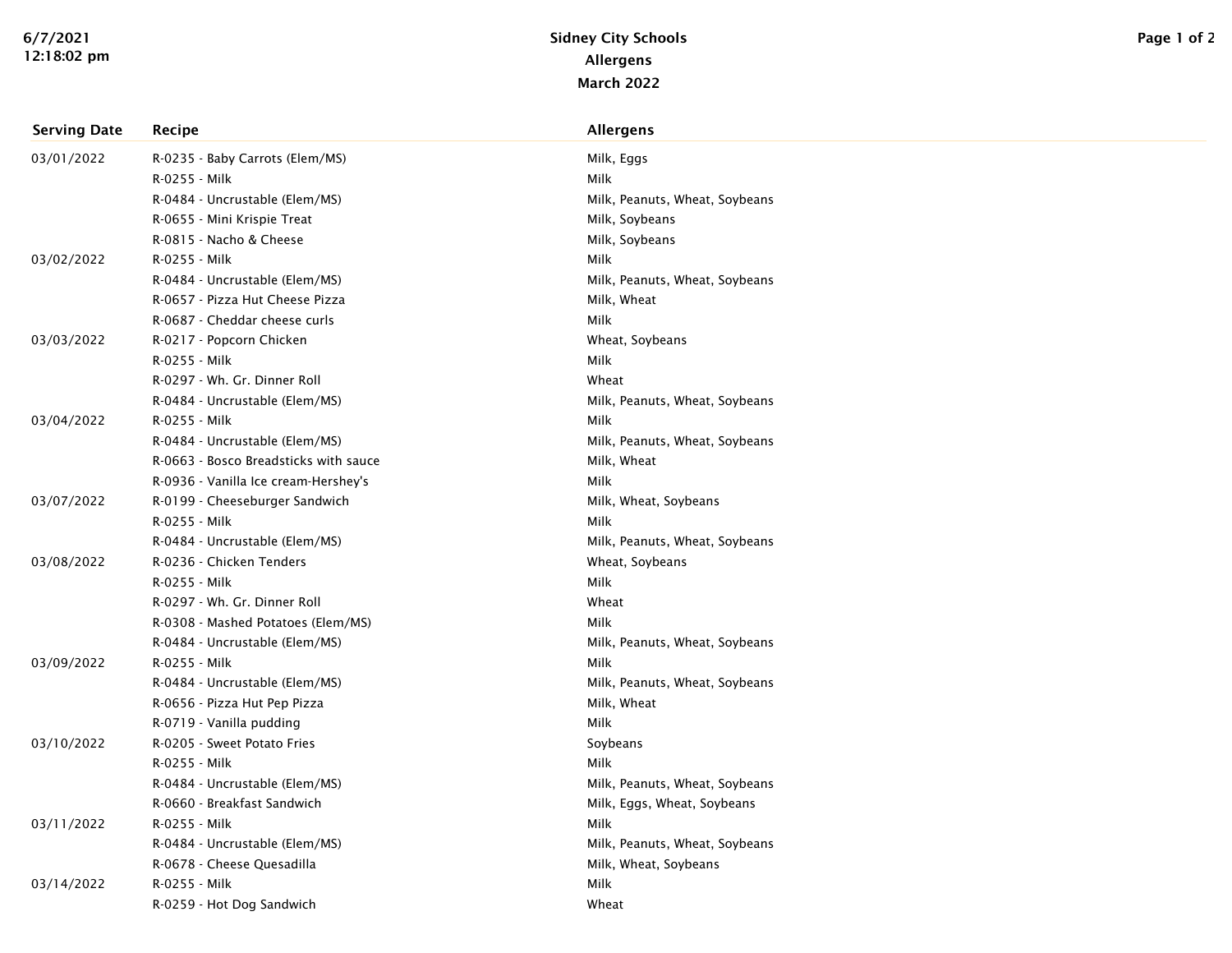# Sidney City Schools

## Allergens

### March 2022

| Serving Date | Recipe | Allergens |
|---|---|---|
| 03/01/2022 | R-0235 - Baby Carrots (Elem/MS) | Milk, Eggs |
| | R-0255 - Milk | Milk |
| | R-0484 - Uncrustable (Elem/MS) | Milk, Peanuts, Wheat, Soybeans |
| | R-0655 - Mini Krispie Treat | Milk, Soybeans |
| | R-0815 - Nacho & Cheese | Milk, Soybeans |
| 03/02/2022 | R-0255 - Milk | Milk |
| | R-0484 - Uncrustable (Elem/MS) | Milk, Peanuts, Wheat, Soybeans |
| | R-0657 - Pizza Hut Cheese Pizza | Milk, Wheat |
| | R-0687 - Cheddar cheese curls | Milk |
| 03/03/2022 | R-0217 - Popcorn Chicken | Wheat, Soybeans |
| | R-0255 - Milk | Milk |
| | R-0297 - Wh. Gr. Dinner Roll | Wheat |
| | R-0484 - Uncrustable (Elem/MS) | Milk, Peanuts, Wheat, Soybeans |
| 03/04/2022 | R-0255 - Milk | Milk |
| | R-0484 - Uncrustable (Elem/MS) | Milk, Peanuts, Wheat, Soybeans |
| | R-0663 - Bosco Breadsticks with sauce | Milk, Wheat |
| | R-0936 - Vanilla Ice cream-Hershey's | Milk |
| 03/07/2022 | R-0199 - Cheeseburger Sandwich | Milk, Wheat, Soybeans |
| | R-0255 - Milk | Milk |
| | R-0484 - Uncrustable (Elem/MS) | Milk, Peanuts, Wheat, Soybeans |
| 03/08/2022 | R-0236 - Chicken Tenders | Wheat, Soybeans |
| | R-0255 - Milk | Milk |
| | R-0297 - Wh. Gr. Dinner Roll | Wheat |
| | R-0308 - Mashed Potatoes (Elem/MS) | Milk |
| | R-0484 - Uncrustable (Elem/MS) | Milk, Peanuts, Wheat, Soybeans |
| 03/09/2022 | R-0255 - Milk | Milk |
| | R-0484 - Uncrustable (Elem/MS) | Milk, Peanuts, Wheat, Soybeans |
| | R-0656 - Pizza Hut Pep Pizza | Milk, Wheat |
| | R-0719 - Vanilla pudding | Milk |
| 03/10/2022 | R-0205 - Sweet Potato Fries | Soybeans |
| | R-0255 - Milk | Milk |
| | R-0484 - Uncrustable (Elem/MS) | Milk, Peanuts, Wheat, Soybeans |
| | R-0660 - Breakfast Sandwich | Milk, Eggs, Wheat, Soybeans |
| 03/11/2022 | R-0255 - Milk | Milk |
| | R-0484 - Uncrustable (Elem/MS) | Milk, Peanuts, Wheat, Soybeans |
| | R-0678 - Cheese Quesadilla | Milk, Wheat, Soybeans |
| 03/14/2022 | R-0255 - Milk | Milk |
| | R-0259 - Hot Dog Sandwich | Wheat |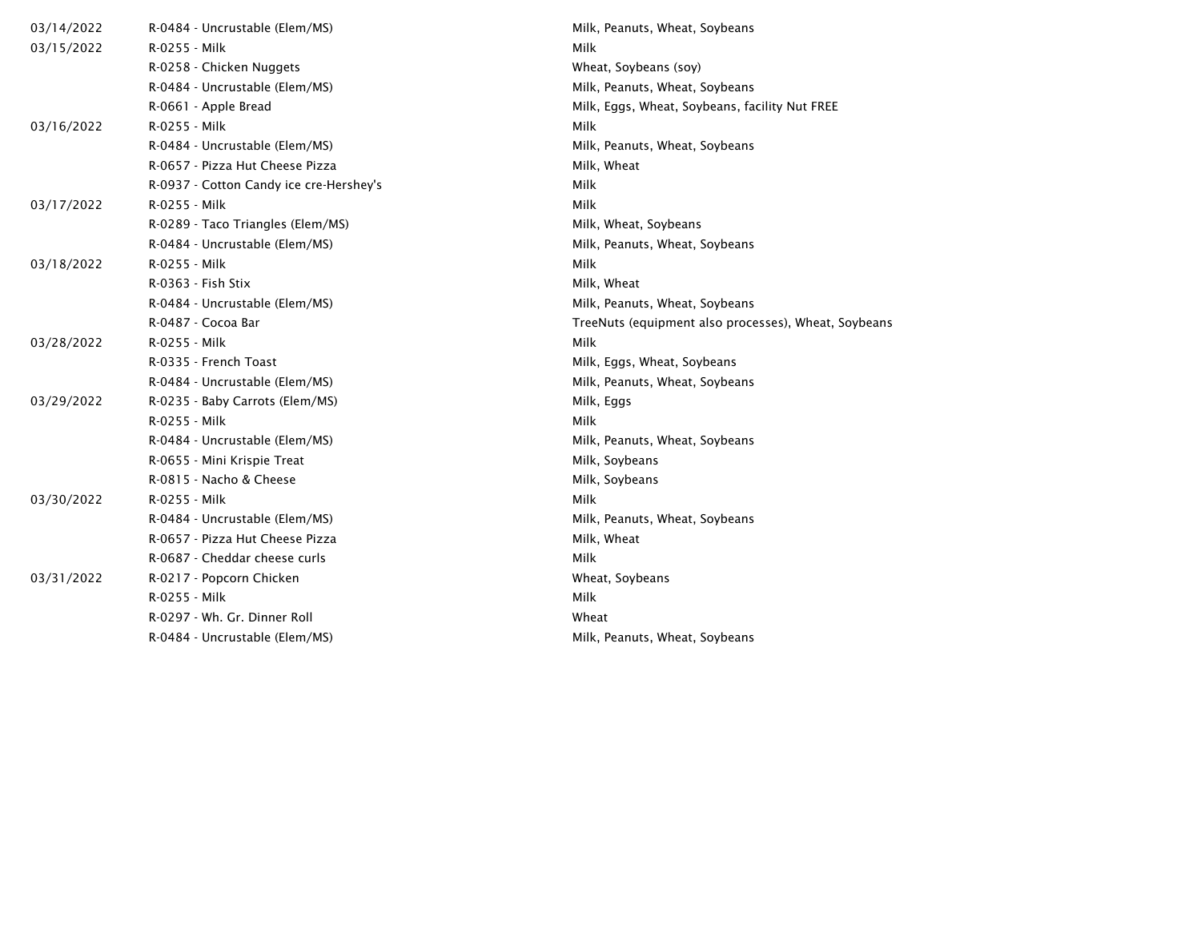| | | |
|---|---|---|
| 03/14/2022 | R-0484 - Uncrustable (Elem/MS) | Milk, Peanuts, Wheat, Soybeans |
| 03/15/2022 | R-0255 - Milk | Milk |
| | R-0258 - Chicken Nuggets | Wheat, Soybeans (soy) |
| | R-0484 - Uncrustable (Elem/MS) | Milk, Peanuts, Wheat, Soybeans |
| | R-0661 - Apple Bread | Milk, Eggs, Wheat, Soybeans, facility Nut FREE |
| 03/16/2022 | R-0255 - Milk | Milk |
| | R-0484 - Uncrustable (Elem/MS) | Milk, Peanuts, Wheat, Soybeans |
| | R-0657 - Pizza Hut Cheese Pizza | Milk, Wheat |
| | R-0937 - Cotton Candy ice cre-Hershey's | Milk |
| 03/17/2022 | R-0255 - Milk | Milk |
| | R-0289 - Taco Triangles (Elem/MS) | Milk, Wheat, Soybeans |
| | R-0484 - Uncrustable (Elem/MS) | Milk, Peanuts, Wheat, Soybeans |
| 03/18/2022 | R-0255 - Milk | Milk |
| | R-0363 - Fish Stix | Milk, Wheat |
| | R-0484 - Uncrustable (Elem/MS) | Milk, Peanuts, Wheat, Soybeans |
| | R-0487 - Cocoa Bar | TreeNuts (equipment also processes), Wheat, Soybeans |
| 03/28/2022 | R-0255 - Milk | Milk |
| | R-0335 - French Toast | Milk, Eggs, Wheat, Soybeans |
| | R-0484 - Uncrustable (Elem/MS) | Milk, Peanuts, Wheat, Soybeans |
| 03/29/2022 | R-0235 - Baby Carrots (Elem/MS) | Milk, Eggs |
| | R-0255 - Milk | Milk |
| | R-0484 - Uncrustable (Elem/MS) | Milk, Peanuts, Wheat, Soybeans |
| | R-0655 - Mini Krispie Treat | Milk, Soybeans |
| | R-0815 - Nacho & Cheese | Milk, Soybeans |
| 03/30/2022 | R-0255 - Milk | Milk |
| | R-0484 - Uncrustable (Elem/MS) | Milk, Peanuts, Wheat, Soybeans |
| | R-0657 - Pizza Hut Cheese Pizza | Milk, Wheat |
| | R-0687 - Cheddar cheese curls | Milk |
| 03/31/2022 | R-0217 - Popcorn Chicken | Wheat, Soybeans |
| | R-0255 - Milk | Milk |
| | R-0297 - Wh. Gr. Dinner Roll | Wheat |
| | R-0484 - Uncrustable (Elem/MS) | Milk, Peanuts, Wheat, Soybeans |